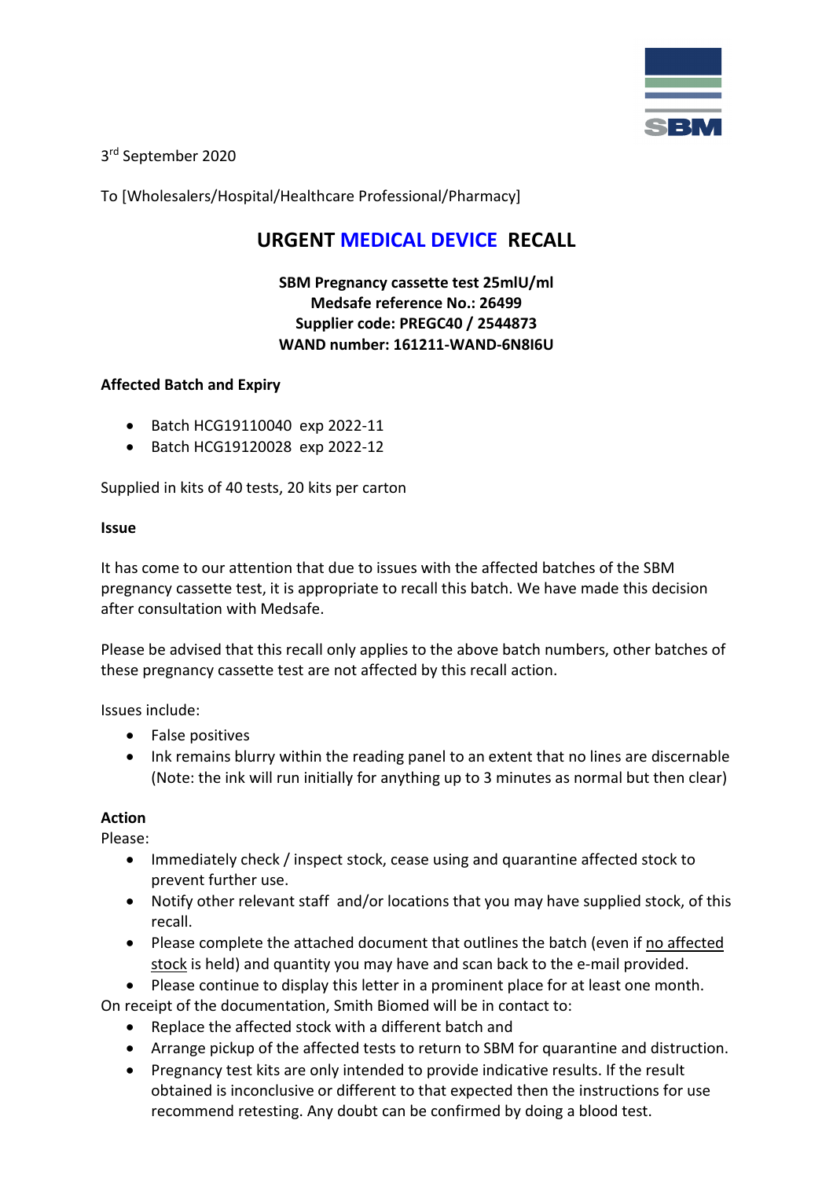3rd September 2020

To [Wholesalers/Hospital/Healthcare Professional/Pharmacy]

# URGENT MEDICAL DEVICE RECALL

**SBM Pregnancy cassette test 25mlU/ml**
**Medsafe reference No.: 26499**
**Supplier code: PREGC40 / 2544873**
**WAND number: 161211-WAND-6N8I6U**

**Affected Batch and Expiry**

- Batch HCG19110040 exp 2022-11
- Batch HCG19120028 exp 2022-12

Supplied in kits of 40 tests, 20 kits per carton

**Issue**

It has come to our attention that due to issues with the affected batches of the SBM pregnancy cassette test, it is appropriate to recall this batch. We have made this decision after consultation with Medsafe.

Please be advised that this recall only applies to the above batch numbers, other batches of these pregnancy cassette test are not affected by this recall action.

Issues include:

- False positives
- Ink remains blurry within the reading panel to an extent that no lines are discernable (Note: the ink will run initially for anything up to 3 minutes as normal but then clear)

**Action**
Please:

- Immediately check / inspect stock, cease using and quarantine affected stock to prevent further use.
- Notify other relevant staff and/or locations that you may have supplied stock, of this recall.
- Please complete the attached document that outlines the batch (even if no affected stock is held) and quantity you may have and scan back to the e-mail provided.
- Please continue to display this letter in a prominent place for at least one month.

On receipt of the documentation, Smith Biomed will be in contact to:

- Replace the affected stock with a different batch and
- Arrange pickup of the affected tests to return to SBM for quarantine and distruction.
- Pregnancy test kits are only intended to provide indicative results. If the result obtained is inconclusive or different to that expected then the instructions for use recommend retesting. Any doubt can be confirmed by doing a blood test.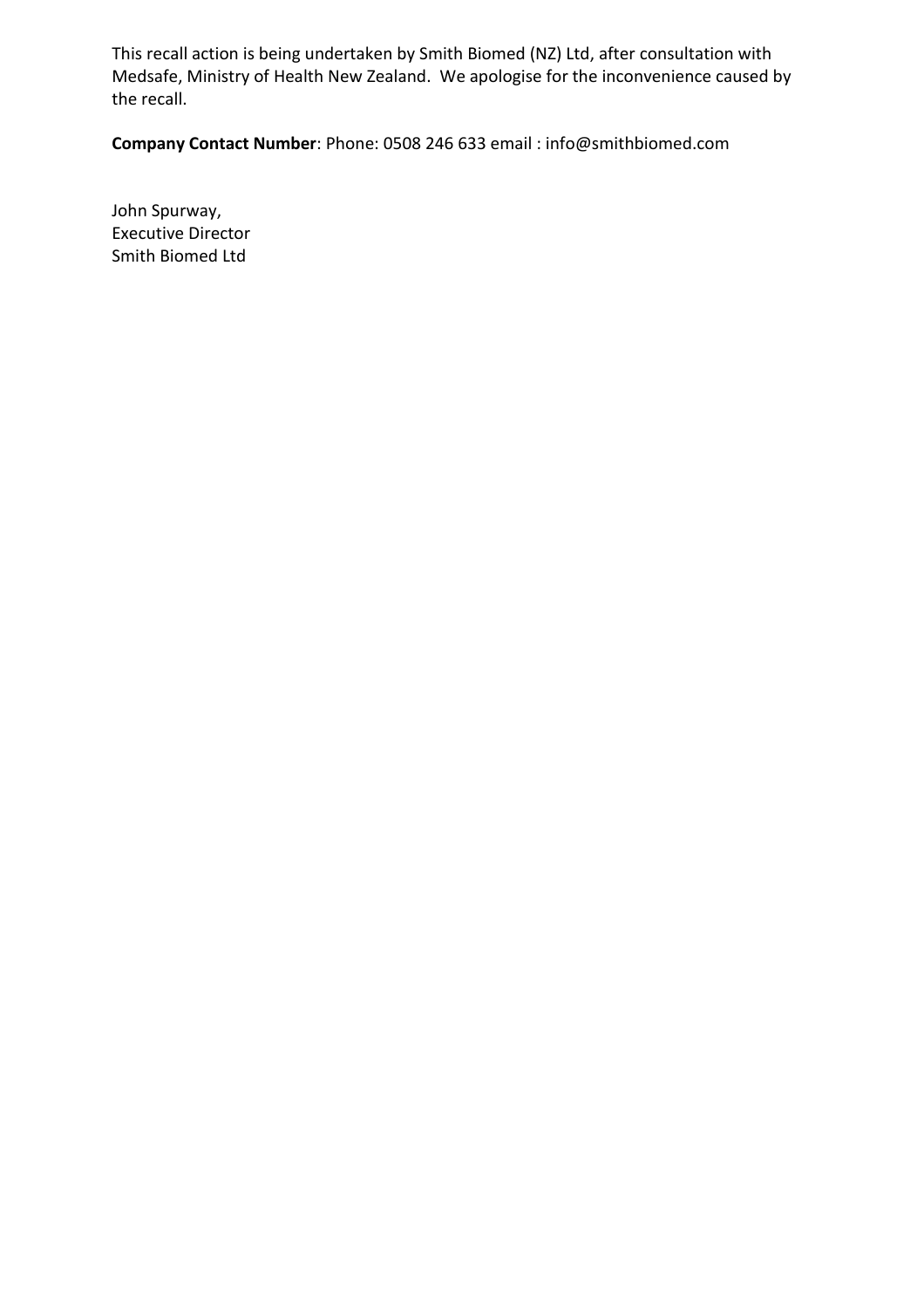This recall action is being undertaken by Smith Biomed (NZ) Ltd, after consultation with Medsafe, Ministry of Health New Zealand. We apologise for the inconvenience caused by the recall.

**Company Contact Number**: Phone: 0508 246 633 email : info@smithbiomed.com

John Spurway,  
Executive Director  
Smith Biomed Ltd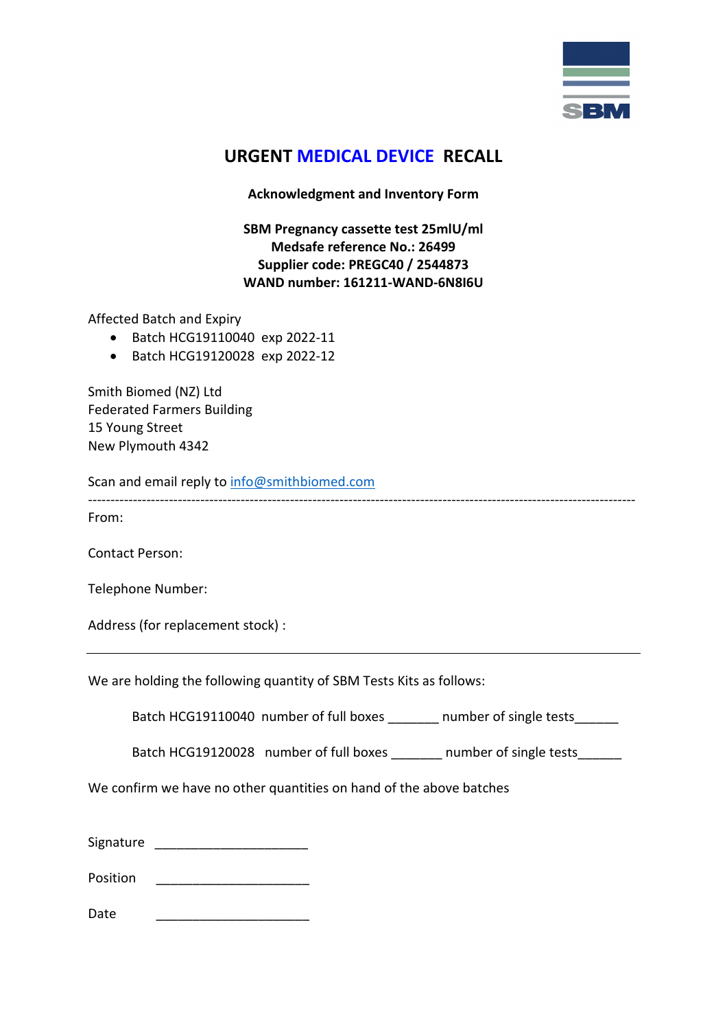# URGENT MEDICAL DEVICE RECALL

**Acknowledgment and Inventory Form**

**SBM Pregnancy cassette test 25mIU/ml**
**Medsafe reference No.: 26499**
**Supplier code: PREGC40 / 2544873**
**WAND number: 161211-WAND-6N8I6U**

Affected Batch and Expiry

- Batch HCG19110040 exp 2022-11
- Batch HCG19120028 exp 2022-12

Smith Biomed (NZ) Ltd
Federated Farmers Building
15 Young Street
New Plymouth 4342

Scan and email reply to info@smithbiomed.com

---

From:

Contact Person:

Telephone Number:

Address (for replacement stock) :

---

We are holding the following quantity of SBM Tests Kits as follows:

Batch HCG19110040 number of full boxes _______ number of single tests______

Batch HCG19120028 number of full boxes _______ number of single tests______

We confirm we have no other quantities on hand of the above batches

Signature ______________________

Position ______________________

Date ______________________